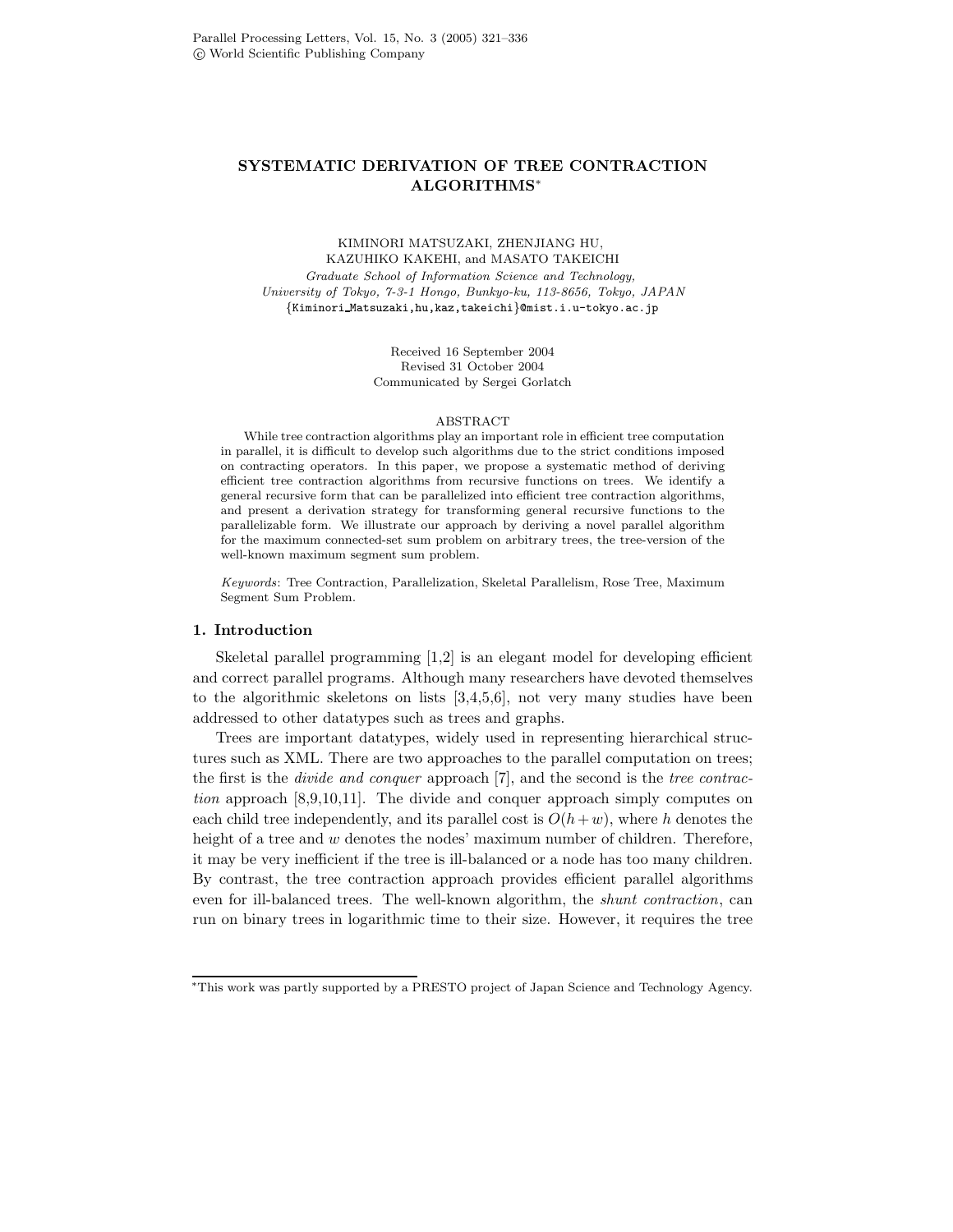# SYSTEMATIC DERIVATION OF TREE CONTRACTION ALGORITHMS*

KIMINORI MATSUZAKI, ZHENJIANG HU,
KAZUHIKO KAKEHI, and MASATO TAKEICHI

*Graduate School of Information Science and Technology,*
*University of Tokyo, 7-3-1 Hongo, Bunkyo-ku, 113-8656, Tokyo, JAPAN*
{Kiminori_Matsuzaki,hu,kaz,takeichi}@mist.i.u-tokyo.ac.jp

Received 16 September 2004
Revised 31 October 2004
Communicated by Sergei Gorlatch

## ABSTRACT

While tree contraction algorithms play an important role in efficient tree computation in parallel, it is difficult to develop such algorithms due to the strict conditions imposed on contracting operators. In this paper, we propose a systematic method of deriving efficient tree contraction algorithms from recursive functions on trees. We identify a general recursive form that can be parallelized into efficient tree contraction algorithms, and present a derivation strategy for transforming general recursive functions to the parallelizable form. We illustrate our approach by deriving a novel parallel algorithm for the maximum connected-set sum problem on arbitrary trees, the tree-version of the well-known maximum segment sum problem.

*Keywords*: Tree Contraction, Parallelization, Skeletal Parallelism, Rose Tree, Maximum Segment Sum Problem.

## 1. Introduction

Skeletal parallel programming [1,2] is an elegant model for developing efficient and correct parallel programs. Although many researchers have devoted themselves to the algorithmic skeletons on lists [3,4,5,6], not very many studies have been addressed to other datatypes such as trees and graphs.

Trees are important datatypes, widely used in representing hierarchical structures such as XML. There are two approaches to the parallel computation on trees; the first is the *divide and conquer* approach [7], and the second is the *tree contraction* approach [8,9,10,11]. The divide and conquer approach simply computes on each child tree independently, and its parallel cost is $O(h + w)$, where $h$ denotes the height of a tree and $w$ denotes the nodes' maximum number of children. Therefore, it may be very inefficient if the tree is ill-balanced or a node has too many children. By contrast, the tree contraction approach provides efficient parallel algorithms even for ill-balanced trees. The well-known algorithm, the *shunt contraction*, can run on binary trees in logarithmic time to their size. However, it requires the tree

*This work was partly supported by a PRESTO project of Japan Science and Technology Agency.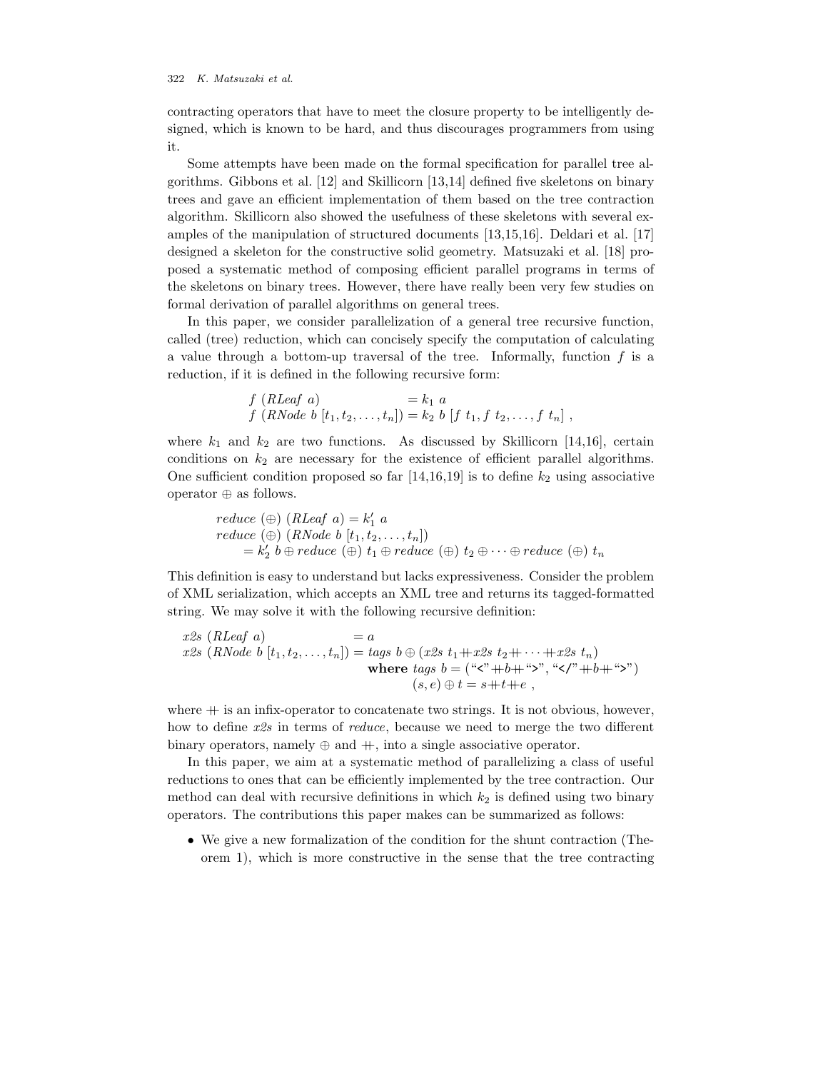contracting operators that have to meet the closure property to be intelligently designed, which is known to be hard, and thus discourages programmers from using it.

Some attempts have been made on the formal specification for parallel tree algorithms. Gibbons et al. [12] and Skillicorn [13,14] defined five skeletons on binary trees and gave an efficient implementation of them based on the tree contraction algorithm. Skillicorn also showed the usefulness of these skeletons with several examples of the manipulation of structured documents [13,15,16]. Deldari et al. [17] designed a skeleton for the constructive solid geometry. Matsuzaki et al. [18] proposed a systematic method of composing efficient parallel programs in terms of the skeletons on binary trees. However, there have really been very few studies on formal derivation of parallel algorithms on general trees.

In this paper, we consider parallelization of a general tree recursive function, called (tree) reduction, which can concisely specify the computation of calculating a value through a bottom-up traversal of the tree. Informally, function $f$ is a reduction, if it is defined in the following recursive form:

$$
\begin{aligned}
&f\ (RLeaf\ a) &&= k_1\ a \\
&f\ (RNode\ b\ [t_1, t_2, \ldots, t_n]) &&= k_2\ b\ [f\ t_1, f\ t_2, \ldots, f\ t_n]\ ,
\end{aligned}
$$

where $k_1$ and $k_2$ are two functions. As discussed by Skillicorn [14,16], certain conditions on $k_2$ are necessary for the existence of efficient parallel algorithms. One sufficient condition proposed so far [14,16,19] is to define $k_2$ using associative operator $\oplus$ as follows.

$$
\begin{aligned}
&reduce\ (\oplus)\ (RLeaf\ a) = k_1'\ a \\
&reduce\ (\oplus)\ (RNode\ b\ [t_1, t_2, \ldots, t_n]) \\
&\qquad = k_2'\ b \oplus reduce\ (\oplus)\ t_1 \oplus reduce\ (\oplus)\ t_2 \oplus \cdots \oplus reduce\ (\oplus)\ t_n
\end{aligned}
$$

This definition is easy to understand but lacks expressiveness. Consider the problem of XML serialization, which accepts an XML tree and returns its tagged-formatted string. We may solve it with the following recursive definition:

$$
\begin{aligned}
&x2s\ (RLeaf\ a) &&= a \\
&x2s\ (RNode\ b\ [t_1, t_2, \ldots, t_n]) &&= tags\ b \oplus (x2s\ t_1 \mathbin{+\!\!+} x2s\ t_2 \mathbin{+\!\!+} \cdots \mathbin{+\!\!+} x2s\ t_n) \\
& &&\quad \textbf{where}\ tags\ b = (\text{"<"} \mathbin{+\!\!+} b \mathbin{+\!\!+} \text{">"}, \text{"</"} \mathbin{+\!\!+} b \mathbin{+\!\!+} \text{">"}) \\
& &&\qquad\qquad (s, e) \oplus t = s \mathbin{+\!\!+} t \mathbin{+\!\!+} e\ ,
\end{aligned}
$$

where $\mathbin{+\!\!+}$ is an infix-operator to concatenate two strings. It is not obvious, however, how to define $x2s$ in terms of *reduce*, because we need to merge the two different binary operators, namely $\oplus$ and $\mathbin{+\!\!+}$, into a single associative operator.

In this paper, we aim at a systematic method of parallelizing a class of useful reductions to ones that can be efficiently implemented by the tree contraction. Our method can deal with recursive definitions in which $k_2$ is defined using two binary operators. The contributions this paper makes can be summarized as follows:

- We give a new formalization of the condition for the shunt contraction (Theorem 1), which is more constructive in the sense that the tree contracting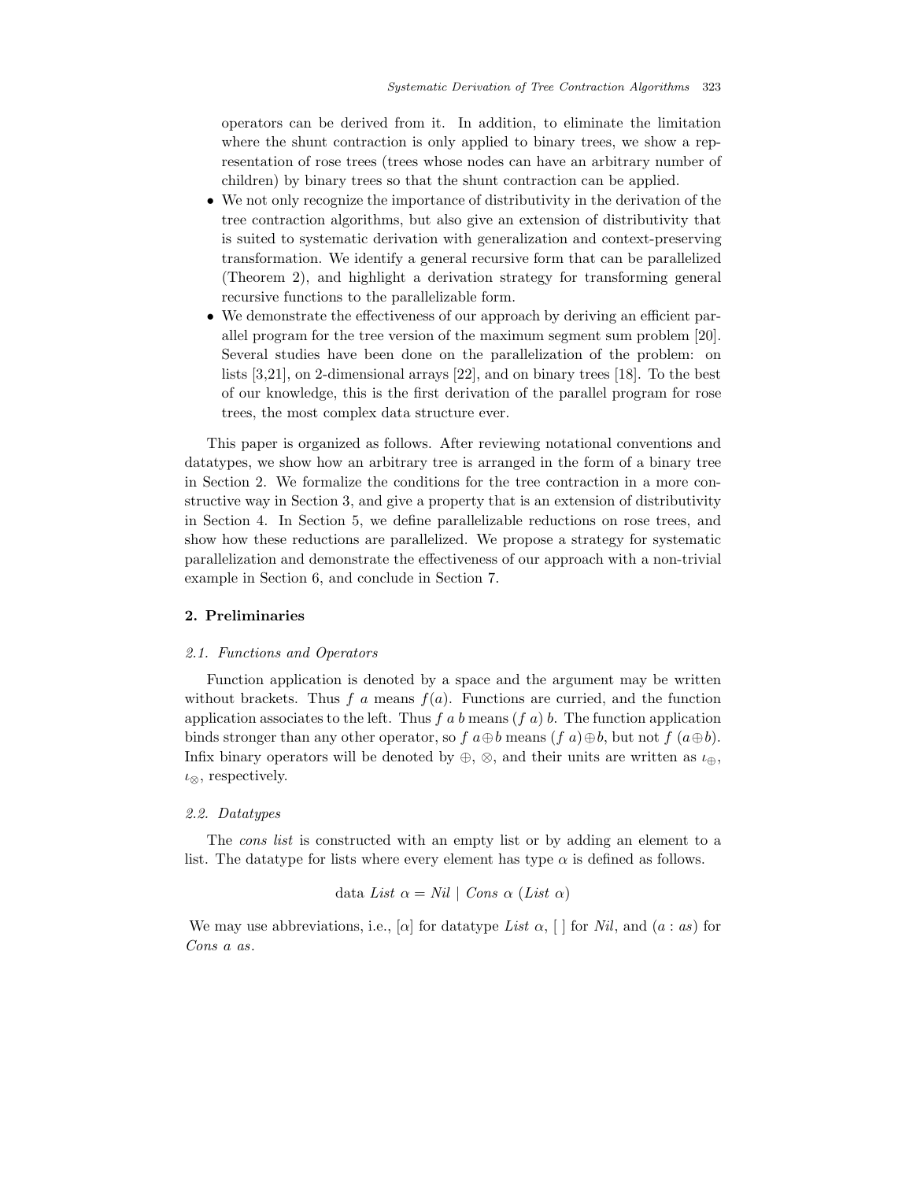operators can be derived from it. In addition, to eliminate the limitation where the shunt contraction is only applied to binary trees, we show a representation of rose trees (trees whose nodes can have an arbitrary number of children) by binary trees so that the shunt contraction can be applied.

- We not only recognize the importance of distributivity in the derivation of the tree contraction algorithms, but also give an extension of distributivity that is suited to systematic derivation with generalization and context-preserving transformation. We identify a general recursive form that can be parallelized (Theorem 2), and highlight a derivation strategy for transforming general recursive functions to the parallelizable form.
- We demonstrate the effectiveness of our approach by deriving an efficient parallel program for the tree version of the maximum segment sum problem [20]. Several studies have been done on the parallelization of the problem: on lists [3,21], on 2-dimensional arrays [22], and on binary trees [18]. To the best of our knowledge, this is the first derivation of the parallel program for rose trees, the most complex data structure ever.

This paper is organized as follows. After reviewing notational conventions and datatypes, we show how an arbitrary tree is arranged in the form of a binary tree in Section 2. We formalize the conditions for the tree contraction in a more constructive way in Section 3, and give a property that is an extension of distributivity in Section 4. In Section 5, we define parallelizable reductions on rose trees, and show how these reductions are parallelized. We propose a strategy for systematic parallelization and demonstrate the effectiveness of our approach with a non-trivial example in Section 6, and conclude in Section 7.

## 2. Preliminaries

### 2.1. Functions and Operators

Function application is denoted by a space and the argument may be written without brackets. Thus $f\ a$ means $f(a)$. Functions are curried, and the function application associates to the left. Thus $f\ a\ b$ means $(f\ a)\ b$. The function application binds stronger than any other operator, so $f\ a \oplus b$ means $(f\ a) \oplus b$, but not $f\ (a \oplus b)$. Infix binary operators will be denoted by $\oplus$, $\otimes$, and their units are written as $\iota_{\oplus}$, $\iota_{\otimes}$, respectively.

### 2.2. Datatypes

The *cons list* is constructed with an empty list or by adding an element to a list. The datatype for lists where every element has type $\alpha$ is defined as follows.

$$\text{data } List\ \alpha = Nil \mid Cons\ \alpha\ (List\ \alpha)$$

We may use abbreviations, i.e., $[\alpha]$ for datatype $List\ \alpha$, $[\,]$ for $Nil$, and $(a : as)$ for $Cons\ a\ as$.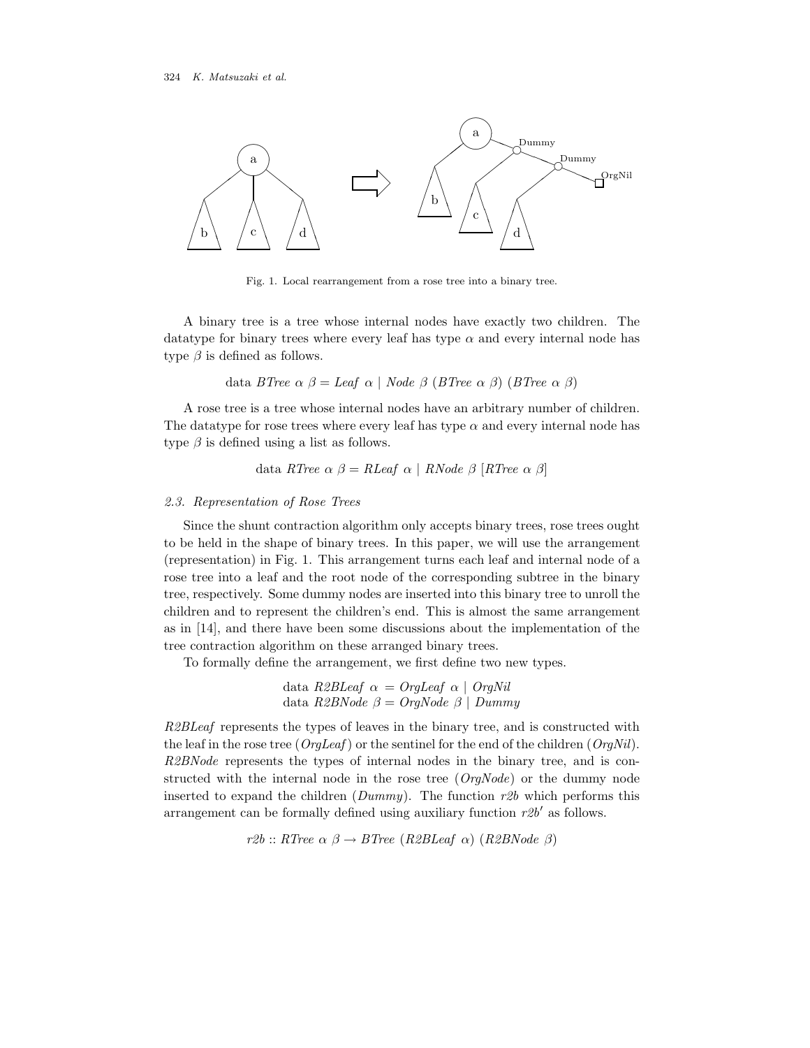Fig. 1. Local rearrangement from a rose tree into a binary tree.

A binary tree is a tree whose internal nodes have exactly two children. The datatype for binary trees where every leaf has type $\alpha$ and every internal node has type $\beta$ is defined as follows.

$$\text{data } \mathit{BTree}\ \alpha\ \beta = \mathit{Leaf}\ \alpha \mid \mathit{Node}\ \beta\ (\mathit{BTree}\ \alpha\ \beta)\ (\mathit{BTree}\ \alpha\ \beta)$$

A rose tree is a tree whose internal nodes have an arbitrary number of children. The datatype for rose trees where every leaf has type $\alpha$ and every internal node has type $\beta$ is defined using a list as follows.

$$\text{data } \mathit{RTree}\ \alpha\ \beta = \mathit{RLeaf}\ \alpha \mid \mathit{RNode}\ \beta\ [\mathit{RTree}\ \alpha\ \beta]$$

### 2.3. Representation of Rose Trees

Since the shunt contraction algorithm only accepts binary trees, rose trees ought to be held in the shape of binary trees. In this paper, we will use the arrangement (representation) in Fig. 1. This arrangement turns each leaf and internal node of a rose tree into a leaf and the root node of the corresponding subtree in the binary tree, respectively. Some dummy nodes are inserted into this binary tree to unroll the children and to represent the children's end. This is almost the same arrangement as in [14], and there have been some discussions about the implementation of the tree contraction algorithm on these arranged binary trees.

To formally define the arrangement, we first define two new types.

$$\begin{aligned} &\text{data } \mathit{R2BLeaf}\ \alpha\ = \mathit{OrgLeaf}\ \alpha \mid \mathit{OrgNil} \\ &\text{data } \mathit{R2BNode}\ \beta = \mathit{OrgNode}\ \beta \mid \mathit{Dummy} \end{aligned}$$

*R2BLeaf* represents the types of leaves in the binary tree, and is constructed with the leaf in the rose tree (*OrgLeaf*) or the sentinel for the end of the children (*OrgNil*). *R2BNode* represents the types of internal nodes in the binary tree, and is constructed with the internal node in the rose tree (*OrgNode*) or the dummy node inserted to expand the children (*Dummy*). The function *r2b* which performs this arrangement can be formally defined using auxiliary function $r2b'$ as follows.

$$r2b :: \mathit{RTree}\ \alpha\ \beta \rightarrow \mathit{BTree}\ (\mathit{R2BLeaf}\ \alpha)\ (\mathit{R2BNode}\ \beta)$$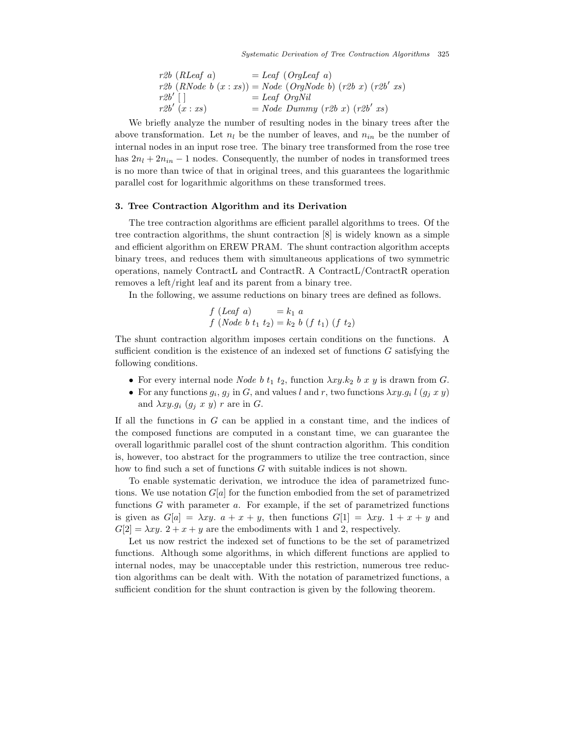$$
\begin{array}{ll}
\mathit{r2b}\ (\mathit{RLeaf}\ a) & = \mathit{Leaf}\ (\mathit{OrgLeaf}\ a) \\
\mathit{r2b}\ (\mathit{RNode}\ b\ (x : xs)) & = \mathit{Node}\ (\mathit{OrgNode}\ b)\ (\mathit{r2b}\ x)\ (\mathit{r2b}'\ xs) \\
\mathit{r2b}'\ [\,] & = \mathit{Leaf}\ \mathit{OrgNil} \\
\mathit{r2b}'\ (x : xs) & = \mathit{Node}\ \mathit{Dummy}\ (\mathit{r2b}\ x)\ (\mathit{r2b}'\ xs)
\end{array}
$$

We briefly analyze the number of resulting nodes in the binary trees after the above transformation. Let $n_l$ be the number of leaves, and $n_{in}$ be the number of internal nodes in an input rose tree. The binary tree transformed from the rose tree has $2n_l + 2n_{in} - 1$ nodes. Consequently, the number of nodes in transformed trees is no more than twice of that in original trees, and this guarantees the logarithmic parallel cost for logarithmic algorithms on these transformed trees.

## 3. Tree Contraction Algorithm and its Derivation

The tree contraction algorithms are efficient parallel algorithms to trees. Of the tree contraction algorithms, the shunt contraction [8] is widely known as a simple and efficient algorithm on EREW PRAM. The shunt contraction algorithm accepts binary trees, and reduces them with simultaneous applications of two symmetric operations, namely ContractL and ContractR. A ContractL/ContractR operation removes a left/right leaf and its parent from a binary tree.

In the following, we assume reductions on binary trees are defined as follows.

$$
\begin{array}{ll}
f\ (\mathit{Leaf}\ a) & = k_1\ a \\
f\ (\mathit{Node}\ b\ t_1\ t_2) & = k_2\ b\ (f\ t_1)\ (f\ t_2)
\end{array}
$$

The shunt contraction algorithm imposes certain conditions on the functions. A sufficient condition is the existence of an indexed set of functions $G$ satisfying the following conditions.

- For every internal node $\mathit{Node}\ b\ t_1\ t_2$, function $\lambda xy.k_2\ b\ x\ y$ is drawn from $G$.
- For any functions $g_i$, $g_j$ in $G$, and values $l$ and $r$, two functions $\lambda xy.g_i\ l\ (g_j\ x\ y)$ and $\lambda xy.g_i\ (g_j\ x\ y)\ r$ are in $G$.

If all the functions in $G$ can be applied in a constant time, and the indices of the composed functions are computed in a constant time, we can guarantee the overall logarithmic parallel cost of the shunt contraction algorithm. This condition is, however, too abstract for the programmers to utilize the tree contraction, since how to find such a set of functions $G$ with suitable indices is not shown.

To enable systematic derivation, we introduce the idea of parametrized functions. We use notation $G[a]$ for the function embodied from the set of parametrized functions $G$ with parameter $a$. For example, if the set of parametrized functions is given as $G[a] = \lambda xy.\ a + x + y$, then functions $G[1] = \lambda xy.\ 1 + x + y$ and $G[2] = \lambda xy.\ 2 + x + y$ are the embodiments with 1 and 2, respectively.

Let us now restrict the indexed set of functions to be the set of parametrized functions. Although some algorithms, in which different functions are applied to internal nodes, may be unacceptable under this restriction, numerous tree reduction algorithms can be dealt with. With the notation of parametrized functions, a sufficient condition for the shunt contraction is given by the following theorem.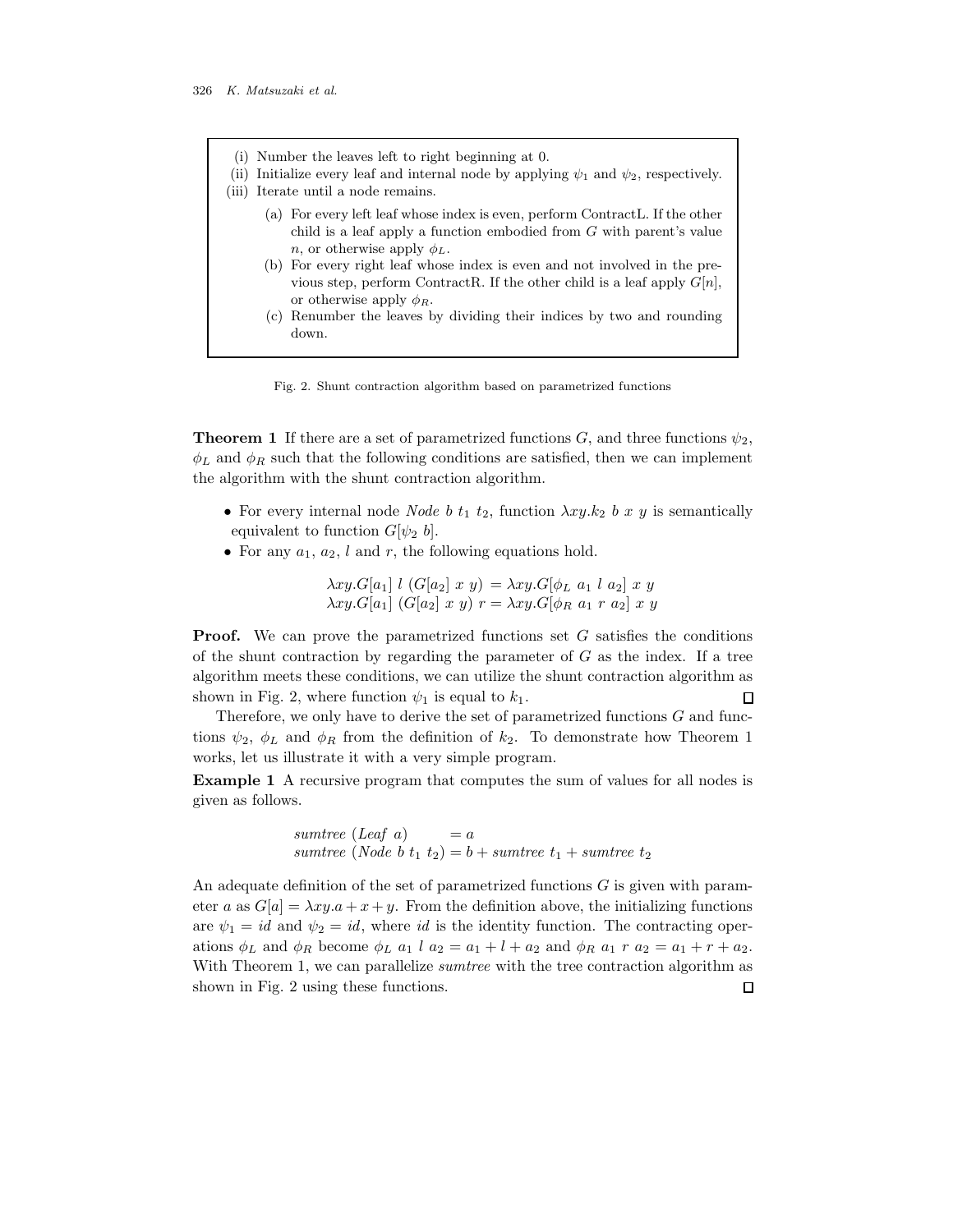(i) Number the leaves left to right beginning at 0.
(ii) Initialize every leaf and internal node by applying $\psi_1$ and $\psi_2$, respectively.
(iii) Iterate until a node remains.

  (a) For every left leaf whose index is even, perform ContractL. If the other child is a leaf apply a function embodied from $G$ with parent's value $n$, or otherwise apply $\phi_L$.
  (b) For every right leaf whose index is even and not involved in the previous step, perform ContractR. If the other child is a leaf apply $G[n]$, or otherwise apply $\phi_R$.
  (c) Renumber the leaves by dividing their indices by two and rounding down.

Fig. 2. Shunt contraction algorithm based on parametrized functions

**Theorem 1** If there are a set of parametrized functions $G$, and three functions $\psi_2$, $\phi_L$ and $\phi_R$ such that the following conditions are satisfied, then we can implement the algorithm with the shunt contraction algorithm.

- For every internal node *Node* $b\ t_1\ t_2$, function $\lambda xy.k_2\ b\ x\ y$ is semantically equivalent to function $G[\psi_2\ b]$.
- For any $a_1$, $a_2$, $l$ and $r$, the following equations hold.

$$\lambda xy.G[a_1]\ l\ (G[a_2]\ x\ y) = \lambda xy.G[\phi_L\ a_1\ l\ a_2]\ x\ y$$
$$\lambda xy.G[a_1]\ (G[a_2]\ x\ y)\ r = \lambda xy.G[\phi_R\ a_1\ r\ a_2]\ x\ y$$

**Proof.** We can prove the parametrized functions set $G$ satisfies the conditions of the shunt contraction by regarding the parameter of $G$ as the index. If a tree algorithm meets these conditions, we can utilize the shunt contraction algorithm as shown in Fig. 2, where function $\psi_1$ is equal to $k_1$. □

Therefore, we only have to derive the set of parametrized functions $G$ and functions $\psi_2$, $\phi_L$ and $\phi_R$ from the definition of $k_2$. To demonstrate how Theorem 1 works, let us illustrate it with a very simple program.

**Example 1** A recursive program that computes the sum of values for all nodes is given as follows.

$$\begin{aligned} &\textit{sumtree}\ (\textit{Leaf}\ a) &&= a \\ &\textit{sumtree}\ (\textit{Node}\ b\ t_1\ t_2) &&= b + \textit{sumtree}\ t_1 + \textit{sumtree}\ t_2 \end{aligned}$$

An adequate definition of the set of parametrized functions $G$ is given with parameter $a$ as $G[a] = \lambda xy.a + x + y$. From the definition above, the initializing functions are $\psi_1 = id$ and $\psi_2 = id$, where $id$ is the identity function. The contracting operations $\phi_L$ and $\phi_R$ become $\phi_L\ a_1\ l\ a_2 = a_1 + l + a_2$ and $\phi_R\ a_1\ r\ a_2 = a_1 + r + a_2$. With Theorem 1, we can parallelize *sumtree* with the tree contraction algorithm as shown in Fig. 2 using these functions. □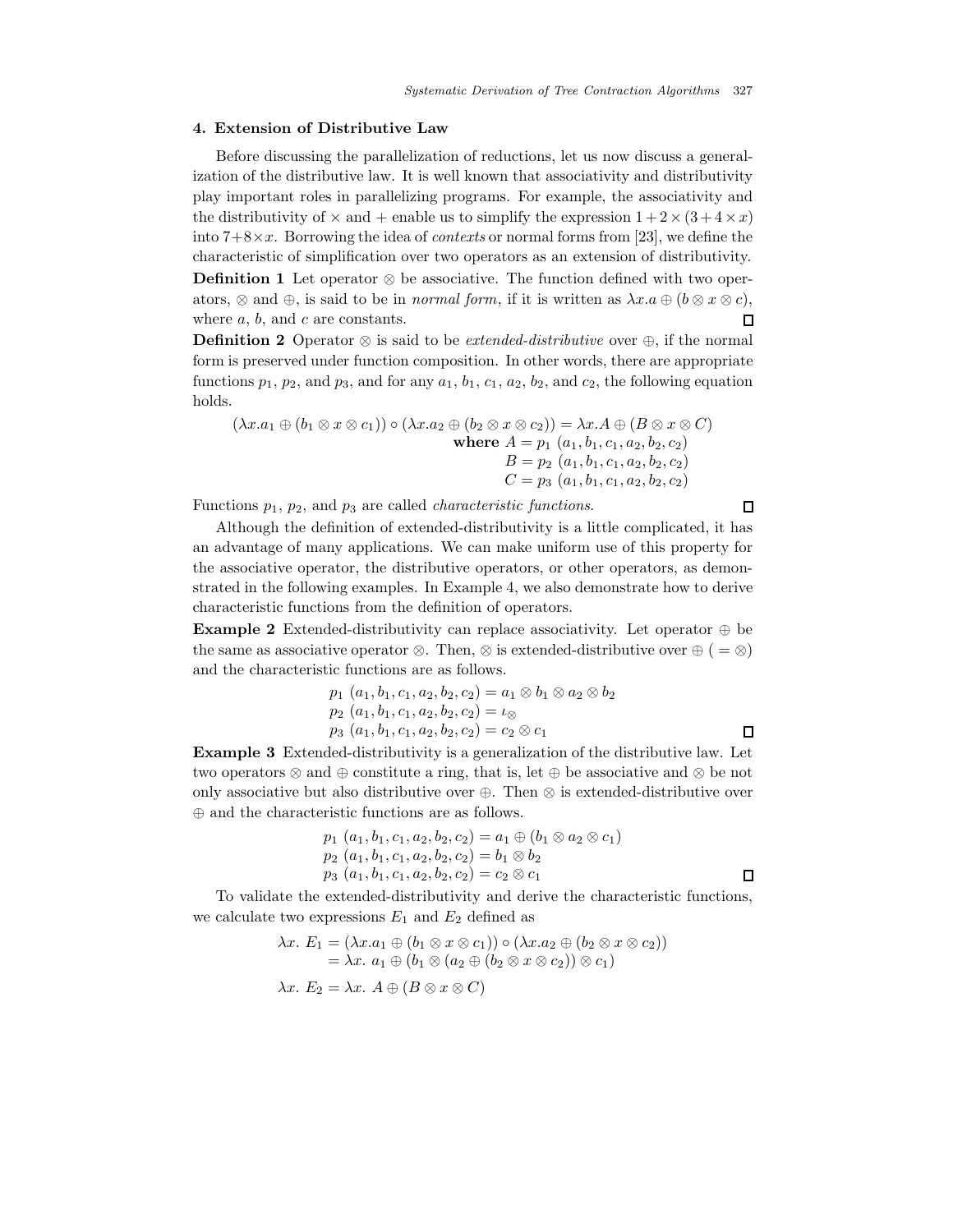## 4. Extension of Distributive Law

Before discussing the parallelization of reductions, let us now discuss a generalization of the distributive law. It is well known that associativity and distributivity play important roles in parallelizing programs. For example, the associativity and the distributivity of $\times$ and $+$ enable us to simplify the expression $1+2\times(3+4\times x)$ into $7+8\times x$. Borrowing the idea of *contexts* or normal forms from [23], we define the characteristic of simplification over two operators as an extension of distributivity.

**Definition 1** Let operator $\otimes$ be associative. The function defined with two operators, $\otimes$ and $\oplus$, is said to be in *normal form*, if it is written as $\lambda x.a \oplus (b \otimes x \otimes c)$, where $a$, $b$, and $c$ are constants. □

**Definition 2** Operator $\otimes$ is said to be *extended-distributive* over $\oplus$, if the normal form is preserved under function composition. In other words, there are appropriate functions $p_1$, $p_2$, and $p_3$, and for any $a_1$, $b_1$, $c_1$, $a_2$, $b_2$, and $c_2$, the following equation holds.

$$
\begin{aligned}
(\lambda x.a_1 \oplus (b_1 \otimes x \otimes c_1)) \circ (\lambda x.a_2 \oplus (b_2 \otimes x \otimes c_2)) &= \lambda x.A \oplus (B \otimes x \otimes C) \\
\textbf{where } A &= p_1\ (a_1, b_1, c_1, a_2, b_2, c_2) \\
B &= p_2\ (a_1, b_1, c_1, a_2, b_2, c_2) \\
C &= p_3\ (a_1, b_1, c_1, a_2, b_2, c_2)
\end{aligned}
$$

Functions $p_1$, $p_2$, and $p_3$ are called *characteristic functions*. □

Although the definition of extended-distributivity is a little complicated, it has an advantage of many applications. We can make uniform use of this property for the associative operator, the distributive operators, or other operators, as demonstrated in the following examples. In Example 4, we also demonstrate how to derive characteristic functions from the definition of operators.

**Example 2** Extended-distributivity can replace associativity. Let operator $\oplus$ be the same as associative operator $\otimes$. Then, $\otimes$ is extended-distributive over $\oplus$ ( $= \otimes$) and the characteristic functions are as follows.

$$
\begin{aligned}
p_1\ (a_1, b_1, c_1, a_2, b_2, c_2) &= a_1 \otimes b_1 \otimes a_2 \otimes b_2 \\
p_2\ (a_1, b_1, c_1, a_2, b_2, c_2) &= \iota_{\otimes} \\
p_3\ (a_1, b_1, c_1, a_2, b_2, c_2) &= c_2 \otimes c_1
\end{aligned}
$$

□

**Example 3** Extended-distributivity is a generalization of the distributive law. Let two operators $\otimes$ and $\oplus$ constitute a ring, that is, let $\oplus$ be associative and $\otimes$ be not only associative but also distributive over $\oplus$. Then $\otimes$ is extended-distributive over $\oplus$ and the characteristic functions are as follows.

$$
\begin{aligned}
p_1\ (a_1, b_1, c_1, a_2, b_2, c_2) &= a_1 \oplus (b_1 \otimes a_2 \otimes c_1) \\
p_2\ (a_1, b_1, c_1, a_2, b_2, c_2) &= b_1 \otimes b_2 \\
p_3\ (a_1, b_1, c_1, a_2, b_2, c_2) &= c_2 \otimes c_1
\end{aligned}
$$

□

To validate the extended-distributivity and derive the characteristic functions, we calculate two expressions $E_1$ and $E_2$ defined as

$$
\begin{aligned}
\lambda x.\ E_1 &= (\lambda x.a_1 \oplus (b_1 \otimes x \otimes c_1)) \circ (\lambda x.a_2 \oplus (b_2 \otimes x \otimes c_2)) \\
&= \lambda x.\ a_1 \oplus (b_1 \otimes (a_2 \oplus (b_2 \otimes x \otimes c_2)) \otimes c_1)
\end{aligned}
$$

$$
\lambda x.\ E_2 = \lambda x.\ A \oplus (B \otimes x \otimes C)
$$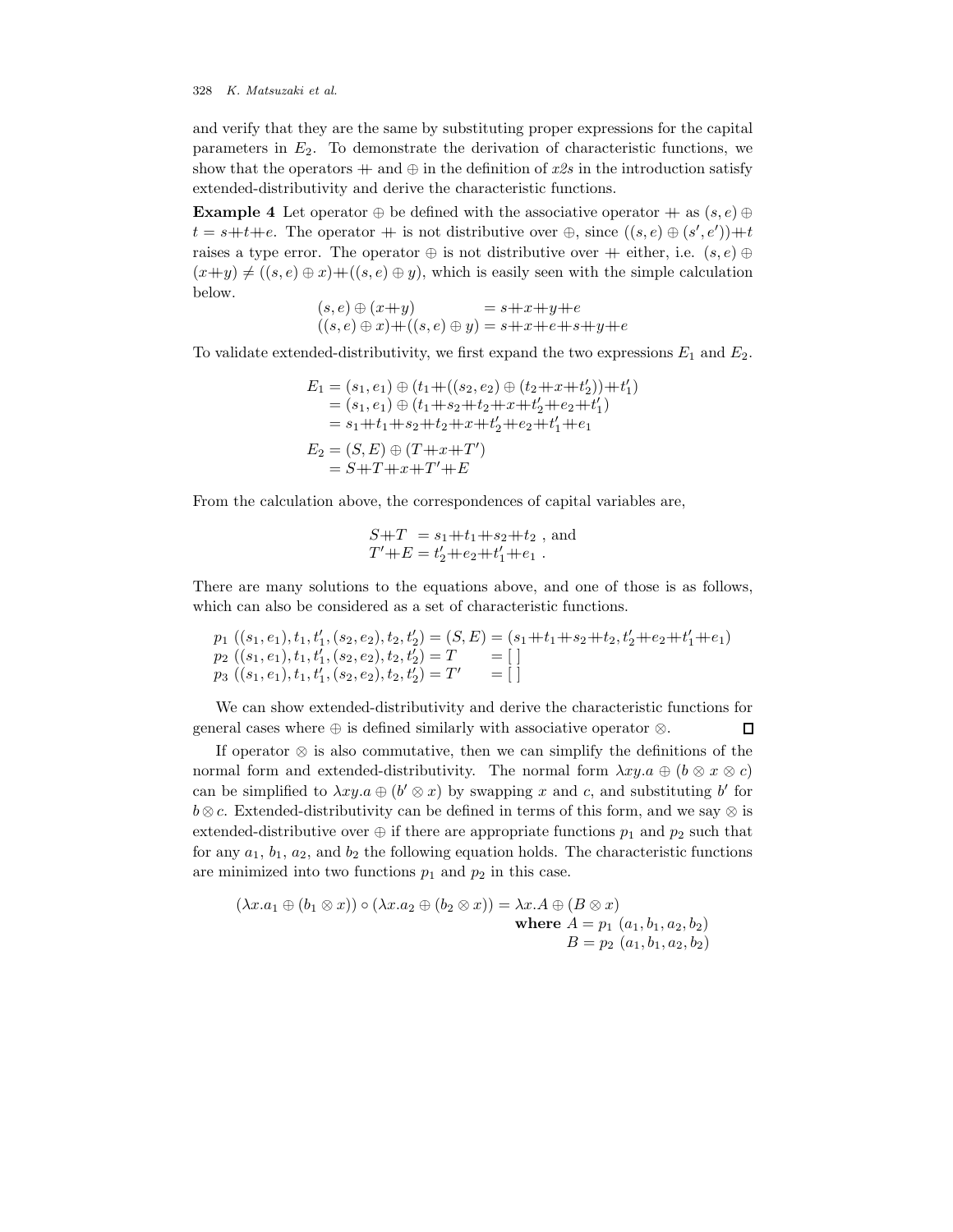and verify that they are the same by substituting proper expressions for the capital parameters in $E_2$. To demonstrate the derivation of characteristic functions, we show that the operators $+\!\!+$ and $\oplus$ in the definition of *x2s* in the introduction satisfy extended-distributivity and derive the characteristic functions.

**Example 4** Let operator $\oplus$ be defined with the associative operator $+\!\!+$ as $(s, e) \oplus t = s +\!\!+ t +\!\!+ e$. The operator $+\!\!+$ is not distributive over $\oplus$, since $((s, e) \oplus (s', e')) +\!\!+ t$ raises a type error. The operator $\oplus$ is not distributive over $+\!\!+$ either, i.e. $(s, e) \oplus (x +\!\!+ y) \neq ((s, e) \oplus x) +\!\!+ ((s, e) \oplus y)$, which is easily seen with the simple calculation below.

$$
\begin{aligned}
(s, e) \oplus (x +\!\!+ y) &= s +\!\!+ x +\!\!+ y +\!\!+ e \\
((s, e) \oplus x) +\!\!+ ((s, e) \oplus y) &= s +\!\!+ x +\!\!+ e +\!\!+ s +\!\!+ y +\!\!+ e
\end{aligned}
$$

To validate extended-distributivity, we first expand the two expressions $E_1$ and $E_2$.

$$
\begin{aligned}
E_1 &= (s_1, e_1) \oplus (t_1 +\!\!+ ((s_2, e_2) \oplus (t_2 +\!\!+ x +\!\!+ t'_2)) +\!\!+ t'_1) \\
&= (s_1, e_1) \oplus (t_1 +\!\!+ s_2 +\!\!+ t_2 +\!\!+ x +\!\!+ t'_2 +\!\!+ e_2 +\!\!+ t'_1) \\
&= s_1 +\!\!+ t_1 +\!\!+ s_2 +\!\!+ t_2 +\!\!+ x +\!\!+ t'_2 +\!\!+ e_2 +\!\!+ t'_1 +\!\!+ e_1 \\
E_2 &= (S, E) \oplus (T +\!\!+ x +\!\!+ T') \\
&= S +\!\!+ T +\!\!+ x +\!\!+ T' +\!\!+ E
\end{aligned}
$$

From the calculation above, the correspondences of capital variables are,

$$
\begin{aligned}
S +\!\!+ T &= s_1 +\!\!+ t_1 +\!\!+ s_2 +\!\!+ t_2 \text{ , and} \\
T' +\!\!+ E &= t'_2 +\!\!+ e_2 +\!\!+ t'_1 +\!\!+ e_1 \text{ .}
\end{aligned}
$$

There are many solutions to the equations above, and one of those is as follows, which can also be considered as a set of characteristic functions.

$$
\begin{aligned}
&p_1 \ ((s_1, e_1), t_1, t'_1, (s_2, e_2), t_2, t'_2) = (S, E) = (s_1 +\!\!+ t_1 +\!\!+ s_2 +\!\!+ t_2, t'_2 +\!\!+ e_2 +\!\!+ t'_1 +\!\!+ e_1) \\
&p_2 \ ((s_1, e_1), t_1, t'_1, (s_2, e_2), t_2, t'_2) = T \qquad = [\,] \\
&p_3 \ ((s_1, e_1), t_1, t'_1, (s_2, e_2), t_2, t'_2) = T' \qquad = [\,]
\end{aligned}
$$

We can show extended-distributivity and derive the characteristic functions for general cases where $\oplus$ is defined similarly with associative operator $\otimes$. □

If operator $\otimes$ is also commutative, then we can simplify the definitions of the normal form and extended-distributivity. The normal form $\lambda xy.a \oplus (b \otimes x \otimes c)$ can be simplified to $\lambda xy.a \oplus (b' \otimes x)$ by swapping $x$ and $c$, and substituting $b'$ for $b \otimes c$. Extended-distributivity can be defined in terms of this form, and we say $\otimes$ is extended-distributive over $\oplus$ if there are appropriate functions $p_1$ and $p_2$ such that for any $a_1$, $b_1$, $a_2$, and $b_2$ the following equation holds. The characteristic functions are minimized into two functions $p_1$ and $p_2$ in this case.

$$
\begin{aligned}
(\lambda x.a_1 \oplus (b_1 \otimes x)) \circ (\lambda x.a_2 \oplus (b_2 \otimes x)) &= \lambda x.A \oplus (B \otimes x) \\
&\quad \textbf{where } A = p_1 \ (a_1, b_1, a_2, b_2) \\
&\quad \phantom{\textbf{where }} B = p_2 \ (a_1, b_1, a_2, b_2)
\end{aligned}
$$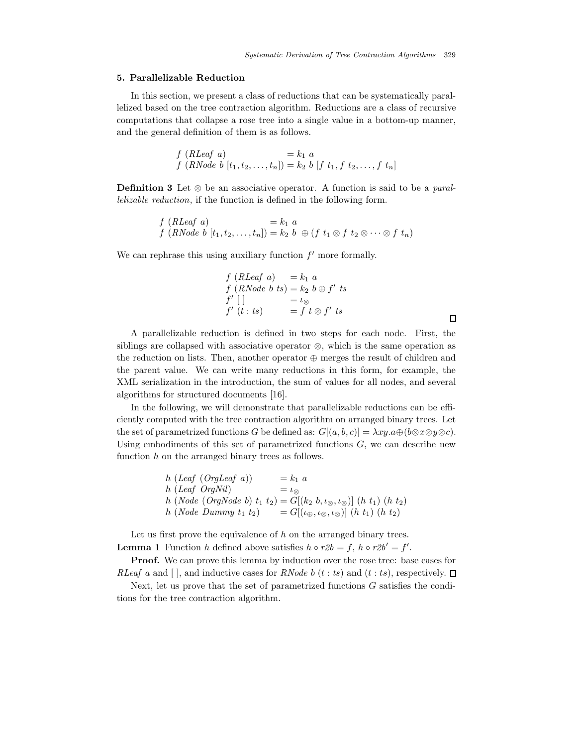### 5. Parallelizable Reduction

In this section, we present a class of reductions that can be systematically parallelized based on the tree contraction algorithm. Reductions are a class of recursive computations that collapse a rose tree into a single value in a bottom-up manner, and the general definition of them is as follows.

$$
\begin{aligned}
&f\ (RLeaf\ a) &&= k_1\ a \\
&f\ (RNode\ b\ [t_1, t_2, \ldots, t_n]) &&= k_2\ b\ [f\ t_1, f\ t_2, \ldots, f\ t_n]
\end{aligned}
$$

**Definition 3** Let $\otimes$ be an associative operator. A function is said to be a *parallelizable reduction*, if the function is defined in the following form.

$$
\begin{aligned}
&f\ (RLeaf\ a) &&= k_1\ a \\
&f\ (RNode\ b\ [t_1, t_2, \ldots, t_n]) &&= k_2\ b\ \oplus (f\ t_1 \otimes f\ t_2 \otimes \cdots \otimes f\ t_n)
\end{aligned}
$$

We can rephrase this using auxiliary function $f'$ more formally.

$$
\begin{aligned}
&f\ (RLeaf\ a) &&= k_1\ a \\
&f\ (RNode\ b\ ts) &&= k_2\ b \oplus f'\ ts \\
&f'\ [\,] &&= \iota_\otimes \\
&f'\ (t : ts) &&= f\ t \otimes f'\ ts
\end{aligned}
$$

□

A parallelizable reduction is defined in two steps for each node. First, the siblings are collapsed with associative operator $\otimes$, which is the same operation as the reduction on lists. Then, another operator $\oplus$ merges the result of children and the parent value. We can write many reductions in this form, for example, the XML serialization in the introduction, the sum of values for all nodes, and several algorithms for structured documents [16].

In the following, we will demonstrate that parallelizable reductions can be efficiently computed with the tree contraction algorithm on arranged binary trees. Let the set of parametrized functions $G$ be defined as: $G[(a, b, c)] = \lambda xy.a \oplus (b \otimes x \otimes y \otimes c)$. Using embodiments of this set of parametrized functions $G$, we can describe new function $h$ on the arranged binary trees as follows.

$$
\begin{aligned}
&h\ (Leaf\ (OrgLeaf\ a)) &&= k_1\ a \\
&h\ (Leaf\ OrgNil) &&= \iota_\otimes \\
&h\ (Node\ (OrgNode\ b)\ t_1\ t_2) &&= G[(k_2\ b, \iota_\otimes, \iota_\otimes)]\ (h\ t_1)\ (h\ t_2) \\
&h\ (Node\ Dummy\ t_1\ t_2) &&= G[(\iota_\oplus, \iota_\otimes, \iota_\otimes)]\ (h\ t_1)\ (h\ t_2)
\end{aligned}
$$

Let us first prove the equivalence of $h$ on the arranged binary trees.

**Lemma 1** Function $h$ defined above satisfies $h \circ r2b = f$, $h \circ r2b' = f'$.

**Proof.** We can prove this lemma by induction over the rose tree: base cases for $RLeaf\ a$ and $[\,]$, and inductive cases for $RNode\ b\ (t : ts)$ and $(t : ts)$, respectively. □

Next, let us prove that the set of parametrized functions $G$ satisfies the conditions for the tree contraction algorithm.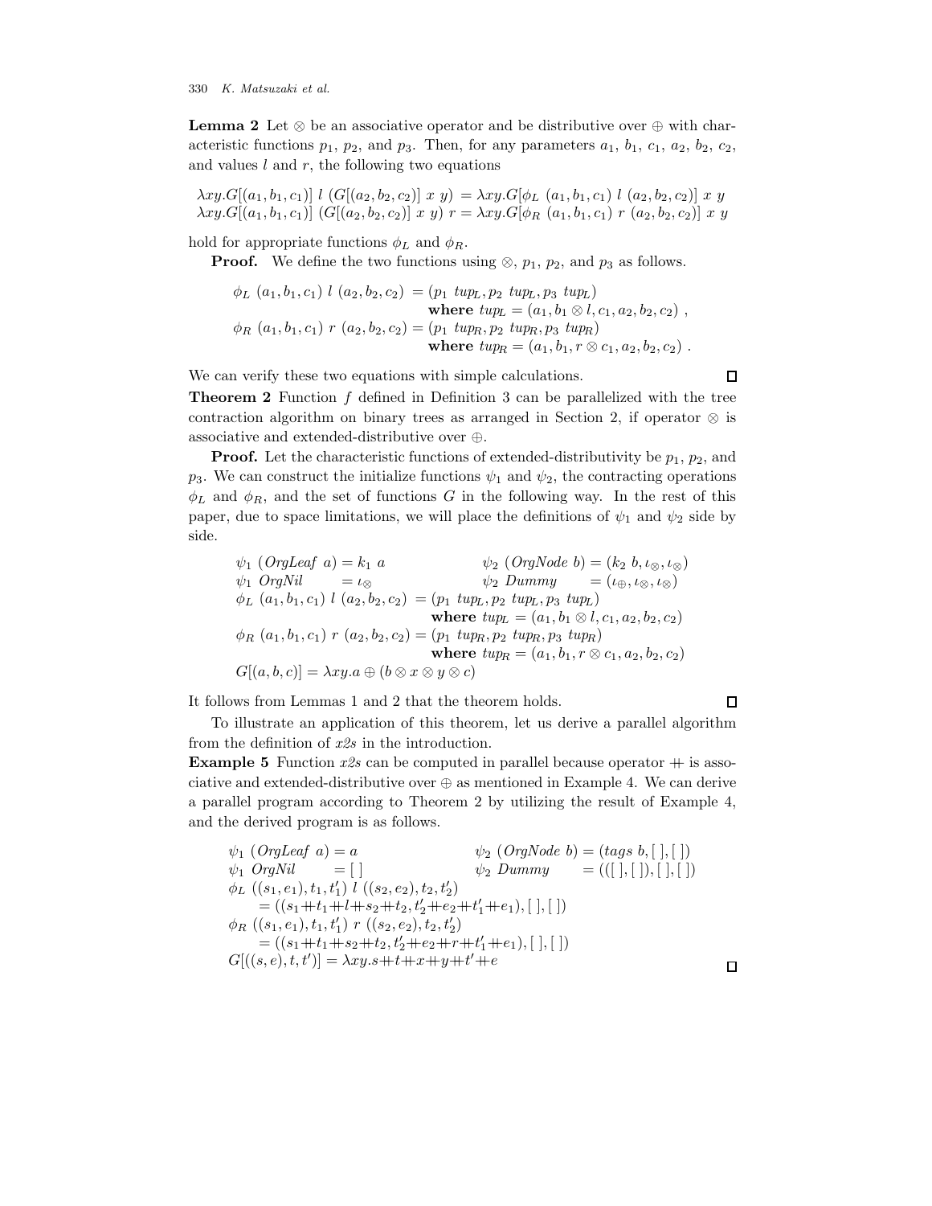**Lemma 2** Let $\otimes$ be an associative operator and be distributive over $\oplus$ with characteristic functions $p_1$, $p_2$, and $p_3$. Then, for any parameters $a_1$, $b_1$, $c_1$, $a_2$, $b_2$, $c_2$, and values $l$ and $r$, the following two equations

$$\lambda xy.G[(a_1,b_1,c_1)]\ l\ (G[(a_2,b_2,c_2)]\ x\ y) = \lambda xy.G[\phi_L\ (a_1,b_1,c_1)\ l\ (a_2,b_2,c_2)]\ x\ y$$
$$\lambda xy.G[(a_1,b_1,c_1)]\ (G[(a_2,b_2,c_2)]\ x\ y)\ r = \lambda xy.G[\phi_R\ (a_1,b_1,c_1)\ r\ (a_2,b_2,c_2)]\ x\ y$$

hold for appropriate functions $\phi_L$ and $\phi_R$.

**Proof.** We define the two functions using $\otimes$, $p_1$, $p_2$, and $p_3$ as follows.

$$\begin{aligned}
\phi_L\ (a_1,b_1,c_1)\ l\ (a_2,b_2,c_2) &= (p_1\ tup_L, p_2\ tup_L, p_3\ tup_L) \\
&\quad \textbf{where } tup_L = (a_1, b_1 \otimes l, c_1, a_2, b_2, c_2)\ , \\
\phi_R\ (a_1,b_1,c_1)\ r\ (a_2,b_2,c_2) &= (p_1\ tup_R, p_2\ tup_R, p_3\ tup_R) \\
&\quad \textbf{where } tup_R = (a_1, b_1, r \otimes c_1, a_2, b_2, c_2)\ .
\end{aligned}$$

We can verify these two equations with simple calculations. □

**Theorem 2** Function $f$ defined in Definition 3 can be parallelized with the tree contraction algorithm on binary trees as arranged in Section 2, if operator $\otimes$ is associative and extended-distributive over $\oplus$.

**Proof.** Let the characteristic functions of extended-distributivity be $p_1$, $p_2$, and $p_3$. We can construct the initialize functions $\psi_1$ and $\psi_2$, the contracting operations $\phi_L$ and $\phi_R$, and the set of functions $G$ in the following way. In the rest of this paper, due to space limitations, we will place the definitions of $\psi_1$ and $\psi_2$ side by side.

$$\begin{aligned}
&\psi_1\ (OrgLeaf\ a) = k_1\ a \qquad\qquad \psi_2\ (OrgNode\ b) = (k_2\ b, \iota_\otimes, \iota_\otimes) \\
&\psi_1\ OrgNil \qquad\ = \iota_\otimes \qquad\qquad\ \ \psi_2\ Dummy \qquad = (\iota_\oplus, \iota_\otimes, \iota_\otimes) \\
&\phi_L\ (a_1,b_1,c_1)\ l\ (a_2,b_2,c_2) = (p_1\ tup_L, p_2\ tup_L, p_3\ tup_L) \\
&\qquad\qquad\qquad\qquad \textbf{where } tup_L = (a_1, b_1 \otimes l, c_1, a_2, b_2, c_2) \\
&\phi_R\ (a_1,b_1,c_1)\ r\ (a_2,b_2,c_2) = (p_1\ tup_R, p_2\ tup_R, p_3\ tup_R) \\
&\qquad\qquad\qquad\qquad \textbf{where } tup_R = (a_1, b_1, r \otimes c_1, a_2, b_2, c_2) \\
&G[(a,b,c)] = \lambda xy.a \oplus (b \otimes x \otimes y \otimes c)
\end{aligned}$$

It follows from Lemmas 1 and 2 that the theorem holds. □

To illustrate an application of this theorem, let us derive a parallel algorithm from the definition of *x2s* in the introduction.

**Example 5** Function *x2s* can be computed in parallel because operator $+\!\!+$ is associative and extended-distributive over $\oplus$ as mentioned in Example 4. We can derive a parallel program according to Theorem 2 by utilizing the result of Example 4, and the derived program is as follows.

$$\begin{aligned}
&\psi_1\ (OrgLeaf\ a) = a \qquad\qquad \psi_2\ (OrgNode\ b) = (tags\ b, [\,], [\,]) \\
&\psi_1\ OrgNil \qquad\ = [\,] \qquad\qquad\ \psi_2\ Dummy \qquad = (([\,],[\,]),[\,],[\,]) \\
&\phi_L\ ((s_1,e_1),t_1,t_1')\ l\ ((s_2,e_2),t_2,t_2') \\
&\qquad = ((s_1 +\!\!+ t_1 +\!\!+ l +\!\!+ s_2 +\!\!+ t_2, t_2' +\!\!+ e_2 +\!\!+ t_1' +\!\!+ e_1), [\,], [\,]) \\
&\phi_R\ ((s_1,e_1),t_1,t_1')\ r\ ((s_2,e_2),t_2,t_2') \\
&\qquad = ((s_1 +\!\!+ t_1 +\!\!+ s_2 +\!\!+ t_2, t_2' +\!\!+ e_2 +\!\!+ r +\!\!+ t_1' +\!\!+ e_1), [\,], [\,]) \\
&G[((s,e),t,t')] = \lambda xy.s +\!\!+ t +\!\!+ x +\!\!+ y +\!\!+ t' +\!\!+ e
\end{aligned}$$

□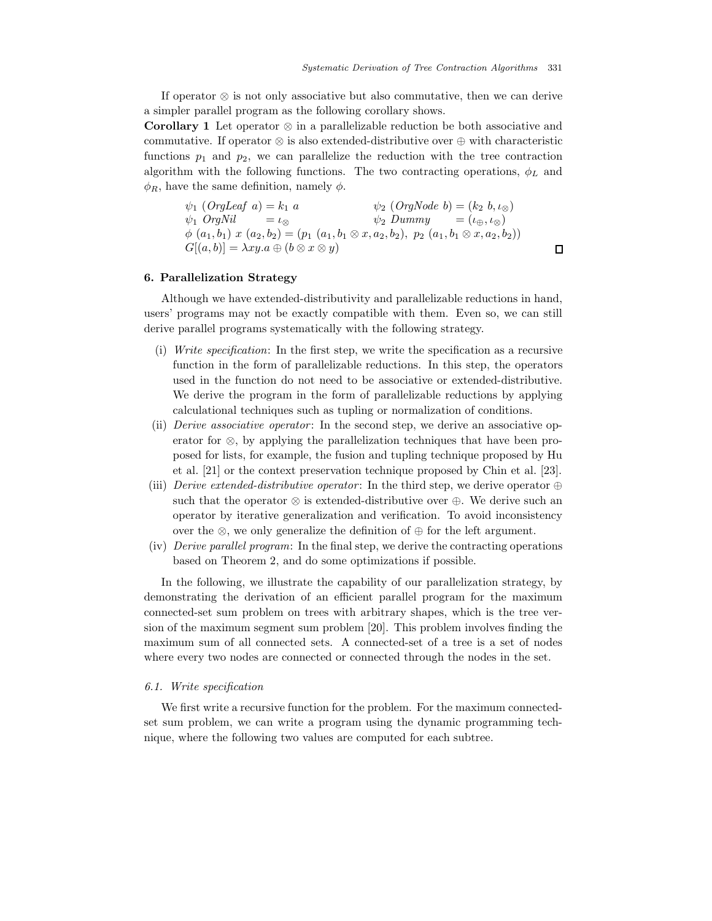If operator $\otimes$ is not only associative but also commutative, then we can derive a simpler parallel program as the following corollary shows.

**Corollary 1** Let operator $\otimes$ in a parallelizable reduction be both associative and commutative. If operator $\otimes$ is also extended-distributive over $\oplus$ with characteristic functions $p_1$ and $p_2$, we can parallelize the reduction with the tree contraction algorithm with the following functions. The two contracting operations, $\phi_L$ and $\phi_R$, have the same definition, namely $\phi$.

$$
\begin{array}{ll}
\psi_1\ (\mathit{OrgLeaf}\ a) = k_1\ a & \psi_2\ (\mathit{OrgNode}\ b) = (k_2\ b, \iota_\otimes) \\
\psi_1\ \mathit{OrgNil} \quad\ = \iota_\otimes & \psi_2\ \mathit{Dummy} \quad\ = (\iota_\oplus, \iota_\otimes) \\
\multicolumn{2}{l}{\phi\ (a_1, b_1)\ x\ (a_2, b_2) = (p_1\ (a_1, b_1 \otimes x, a_2, b_2),\ p_2\ (a_1, b_1 \otimes x, a_2, b_2))} \\
\multicolumn{2}{l}{G[(a, b)] = \lambda xy. a \oplus (b \otimes x \otimes y)}
\end{array}
$$

□

## 6. Parallelization Strategy

Although we have extended-distributivity and parallelizable reductions in hand, users' programs may not be exactly compatible with them. Even so, we can still derive parallel programs systematically with the following strategy.

(i) *Write specification*: In the first step, we write the specification as a recursive function in the form of parallelizable reductions. In this step, the operators used in the function do not need to be associative or extended-distributive. We derive the program in the form of parallelizable reductions by applying calculational techniques such as tupling or normalization of conditions.

(ii) *Derive associative operator*: In the second step, we derive an associative operator for $\otimes$, by applying the parallelization techniques that have been proposed for lists, for example, the fusion and tupling technique proposed by Hu et al. [21] or the context preservation technique proposed by Chin et al. [23].

(iii) *Derive extended-distributive operator*: In the third step, we derive operator $\oplus$ such that the operator $\otimes$ is extended-distributive over $\oplus$. We derive such an operator by iterative generalization and verification. To avoid inconsistency over the $\otimes$, we only generalize the definition of $\oplus$ for the left argument.

(iv) *Derive parallel program*: In the final step, we derive the contracting operations based on Theorem 2, and do some optimizations if possible.

In the following, we illustrate the capability of our parallelization strategy, by demonstrating the derivation of an efficient parallel program for the maximum connected-set sum problem on trees with arbitrary shapes, which is the tree version of the maximum segment sum problem [20]. This problem involves finding the maximum sum of all connected sets. A connected-set of a tree is a set of nodes where every two nodes are connected or connected through the nodes in the set.

### 6.1. Write specification

We first write a recursive function for the problem. For the maximum connected-set sum problem, we can write a program using the dynamic programming technique, where the following two values are computed for each subtree.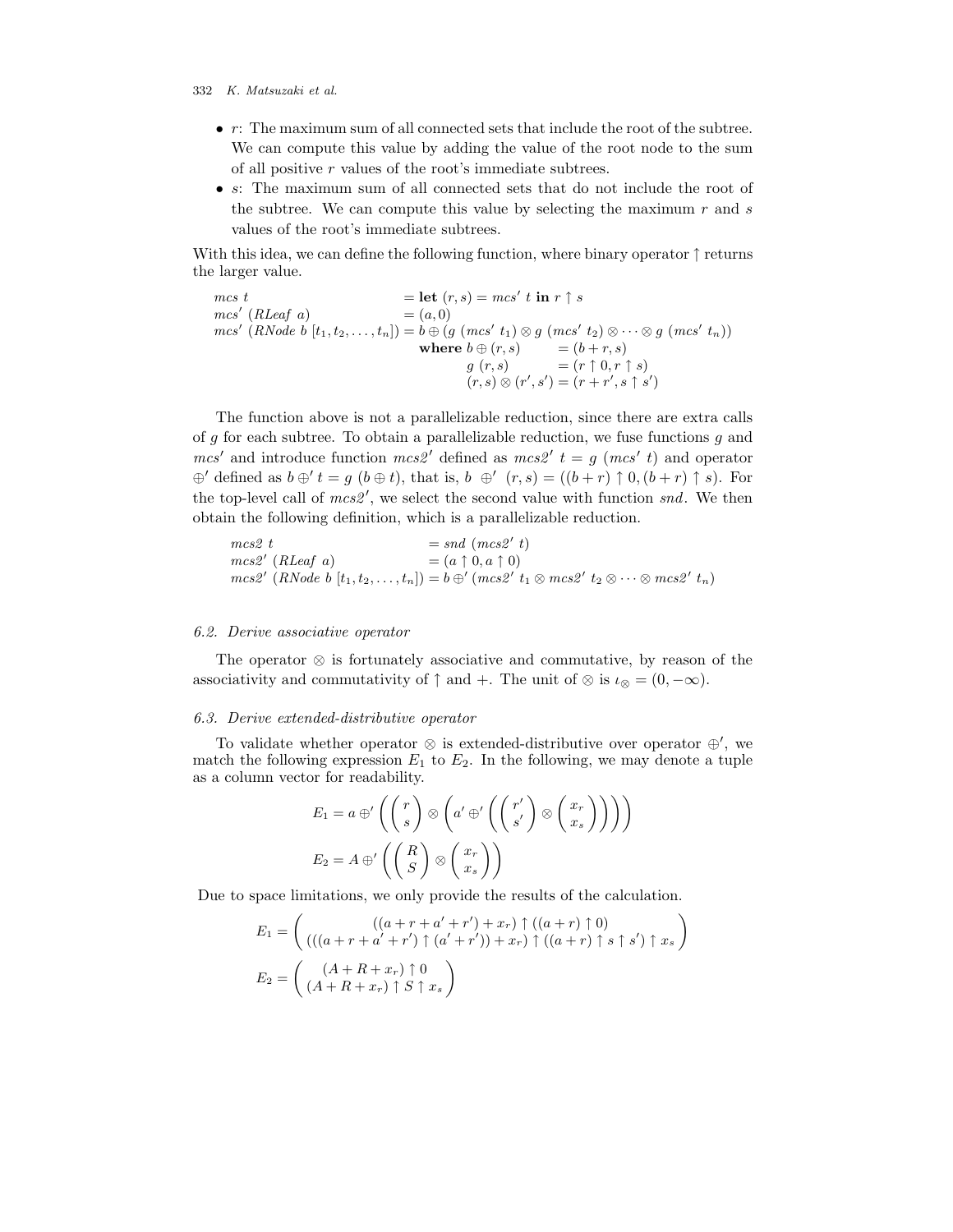- $r$: The maximum sum of all connected sets that include the root of the subtree. We can compute this value by adding the value of the root node to the sum of all positive $r$ values of the root's immediate subtrees.
- $s$: The maximum sum of all connected sets that do not include the root of the subtree. We can compute this value by selecting the maximum $r$ and $s$ values of the root's immediate subtrees.

With this idea, we can define the following function, where binary operator $\uparrow$ returns the larger value.

$$
\begin{aligned}
&\mathit{mcs}\ t &&= \textbf{let}\ (r,s) = \mathit{mcs}'\ t\ \textbf{in}\ r \uparrow s \\
&\mathit{mcs}'\ (\mathit{RLeaf}\ a) &&= (a, 0) \\
&\mathit{mcs}'\ (\mathit{RNode}\ b\ [t_1, t_2, \ldots, t_n]) &&= b \oplus (g\ (\mathit{mcs}'\ t_1) \otimes g\ (\mathit{mcs}'\ t_2) \otimes \cdots \otimes g\ (\mathit{mcs}'\ t_n)) \\
& &&\quad \textbf{where}\ b \oplus (r,s) = (b + r, s) \\
& &&\qquad\qquad g\ (r,s) = (r \uparrow 0, r \uparrow s) \\
& &&\qquad\qquad (r,s) \otimes (r', s') = (r + r', s \uparrow s')
\end{aligned}
$$

The function above is not a parallelizable reduction, since there are extra calls of $g$ for each subtree. To obtain a parallelizable reduction, we fuse functions $g$ and $\mathit{mcs}'$ and introduce function $\mathit{mcs2}'$ defined as $\mathit{mcs2}'\ t = g\ (\mathit{mcs}'\ t)$ and operator $\oplus'$ defined as $b \oplus' t = g\ (b \oplus t)$, that is, $b\ \oplus'\ (r,s) = ((b+r) \uparrow 0, (b+r) \uparrow s)$. For the top-level call of $\mathit{mcs2}'$, we select the second value with function $\mathit{snd}$. We then obtain the following definition, which is a parallelizable reduction.

$$
\begin{aligned}
&\mathit{mcs2}\ t &&= \mathit{snd}\ (\mathit{mcs2}'\ t) \\
&\mathit{mcs2}'\ (\mathit{RLeaf}\ a) &&= (a \uparrow 0, a \uparrow 0) \\
&\mathit{mcs2}'\ (\mathit{RNode}\ b\ [t_1, t_2, \ldots, t_n]) &&= b \oplus' (\mathit{mcs2}'\ t_1 \otimes \mathit{mcs2}'\ t_2 \otimes \cdots \otimes \mathit{mcs2}'\ t_n)
\end{aligned}
$$

### 6.2. Derive associative operator

The operator $\otimes$ is fortunately associative and commutative, by reason of the associativity and commutativity of $\uparrow$ and $+$. The unit of $\otimes$ is $\iota_\otimes = (0, -\infty)$.

### 6.3. Derive extended-distributive operator

To validate whether operator $\otimes$ is extended-distributive over operator $\oplus'$, we match the following expression $E_1$ to $E_2$. In the following, we may denote a tuple as a column vector for readability.

$$
E_1 = a \oplus' \left( \begin{pmatrix} r \\ s \end{pmatrix} \otimes \left( a' \oplus' \left( \begin{pmatrix} r' \\ s' \end{pmatrix} \otimes \begin{pmatrix} x_r \\ x_s \end{pmatrix} \right) \right) \right)
$$

$$
E_2 = A \oplus' \left( \begin{pmatrix} R \\ S \end{pmatrix} \otimes \begin{pmatrix} x_r \\ x_s \end{pmatrix} \right)
$$

Due to space limitations, we only provide the results of the calculation.

$$
E_1 = \begin{pmatrix} ((a + r + a' + r') + x_r) \uparrow ((a + r) \uparrow 0) \\ (((a + r + a' + r') \uparrow (a' + r')) + x_r) \uparrow ((a + r) \uparrow s \uparrow s') \uparrow x_s \end{pmatrix}
$$

$$
E_2 = \begin{pmatrix} (A + R + x_r) \uparrow 0 \\ (A + R + x_r) \uparrow S \uparrow x_s \end{pmatrix}
$$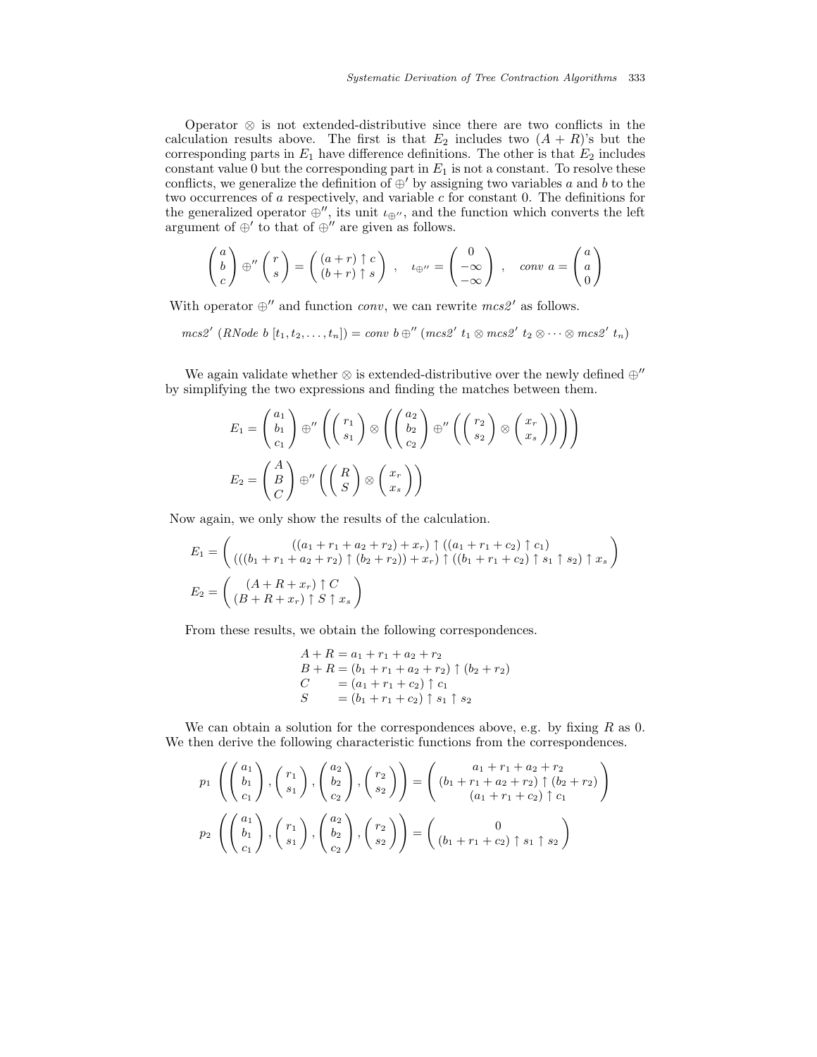Operator $\otimes$ is not extended-distributive since there are two conflicts in the calculation results above. The first is that $E_2$ includes two $(A + R)$'s but the corresponding parts in $E_1$ have difference definitions. The other is that $E_2$ includes constant value 0 but the corresponding part in $E_1$ is not a constant. To resolve these conflicts, we generalize the definition of $\oplus'$ by assigning two variables $a$ and $b$ to the two occurrences of $a$ respectively, and variable $c$ for constant 0. The definitions for the generalized operator $\oplus''$, its unit $\iota_{\oplus''}$, and the function which converts the left argument of $\oplus'$ to that of $\oplus''$ are given as follows.

$$\begin{pmatrix} a \\ b \\ c \end{pmatrix} \oplus'' \begin{pmatrix} r \\ s \end{pmatrix} = \begin{pmatrix} (a+r) \uparrow c \\ (b+r) \uparrow s \end{pmatrix} \ , \quad \iota_{\oplus''} = \begin{pmatrix} 0 \\ -\infty \\ -\infty \end{pmatrix} \ , \quad \mathit{conv}\ a = \begin{pmatrix} a \\ a \\ 0 \end{pmatrix}$$

With operator $\oplus''$ and function *conv*, we can rewrite *mcs2'* as follows.

$$\mathit{mcs2'}\ (\mathit{RNode}\ b\ [t_1, t_2, \ldots, t_n]) = \mathit{conv}\ b \oplus'' (\mathit{mcs2'}\ t_1 \otimes \mathit{mcs2'}\ t_2 \otimes \cdots \otimes \mathit{mcs2'}\ t_n)$$

We again validate whether $\otimes$ is extended-distributive over the newly defined $\oplus''$ by simplifying the two expressions and finding the matches between them.

$$E_1 = \begin{pmatrix} a_1 \\ b_1 \\ c_1 \end{pmatrix} \oplus'' \left( \begin{pmatrix} r_1 \\ s_1 \end{pmatrix} \otimes \left( \begin{pmatrix} a_2 \\ b_2 \\ c_2 \end{pmatrix} \oplus'' \left( \begin{pmatrix} r_2 \\ s_2 \end{pmatrix} \otimes \begin{pmatrix} x_r \\ x_s \end{pmatrix} \right) \right) \right)$$

$$E_2 = \begin{pmatrix} A \\ B \\ C \end{pmatrix} \oplus'' \left( \begin{pmatrix} R \\ S \end{pmatrix} \otimes \begin{pmatrix} x_r \\ x_s \end{pmatrix} \right)$$

Now again, we only show the results of the calculation.

$$E_1 = \begin{pmatrix} ((a_1 + r_1 + a_2 + r_2) + x_r) \uparrow ((a_1 + r_1 + c_2) \uparrow c_1) \\ (((b_1 + r_1 + a_2 + r_2) \uparrow (b_2 + r_2)) + x_r) \uparrow ((b_1 + r_1 + c_2) \uparrow s_1 \uparrow s_2) \uparrow x_s \end{pmatrix}$$

$$E_2 = \begin{pmatrix} (A + R + x_r) \uparrow C \\ (B + R + x_r) \uparrow S \uparrow x_s \end{pmatrix}$$

From these results, we obtain the following correspondences.

$$\begin{aligned} A + R &= a_1 + r_1 + a_2 + r_2 \\ B + R &= (b_1 + r_1 + a_2 + r_2) \uparrow (b_2 + r_2) \\ C &= (a_1 + r_1 + c_2) \uparrow c_1 \\ S &= (b_1 + r_1 + c_2) \uparrow s_1 \uparrow s_2 \end{aligned}$$

We can obtain a solution for the correspondences above, e.g. by fixing $R$ as 0. We then derive the following characteristic functions from the correspondences.

$$p_1 \left( \begin{pmatrix} a_1 \\ b_1 \\ c_1 \end{pmatrix}, \begin{pmatrix} r_1 \\ s_1 \end{pmatrix}, \begin{pmatrix} a_2 \\ b_2 \\ c_2 \end{pmatrix}, \begin{pmatrix} r_2 \\ s_2 \end{pmatrix} \right) = \begin{pmatrix} a_1 + r_1 + a_2 + r_2 \\ (b_1 + r_1 + a_2 + r_2) \uparrow (b_2 + r_2) \\ (a_1 + r_1 + c_2) \uparrow c_1 \end{pmatrix}$$

$$p_2 \left( \begin{pmatrix} a_1 \\ b_1 \\ c_1 \end{pmatrix}, \begin{pmatrix} r_1 \\ s_1 \end{pmatrix}, \begin{pmatrix} a_2 \\ b_2 \\ c_2 \end{pmatrix}, \begin{pmatrix} r_2 \\ s_2 \end{pmatrix} \right) = \begin{pmatrix} 0 \\ (b_1 + r_1 + c_2) \uparrow s_1 \uparrow s_2 \end{pmatrix}$$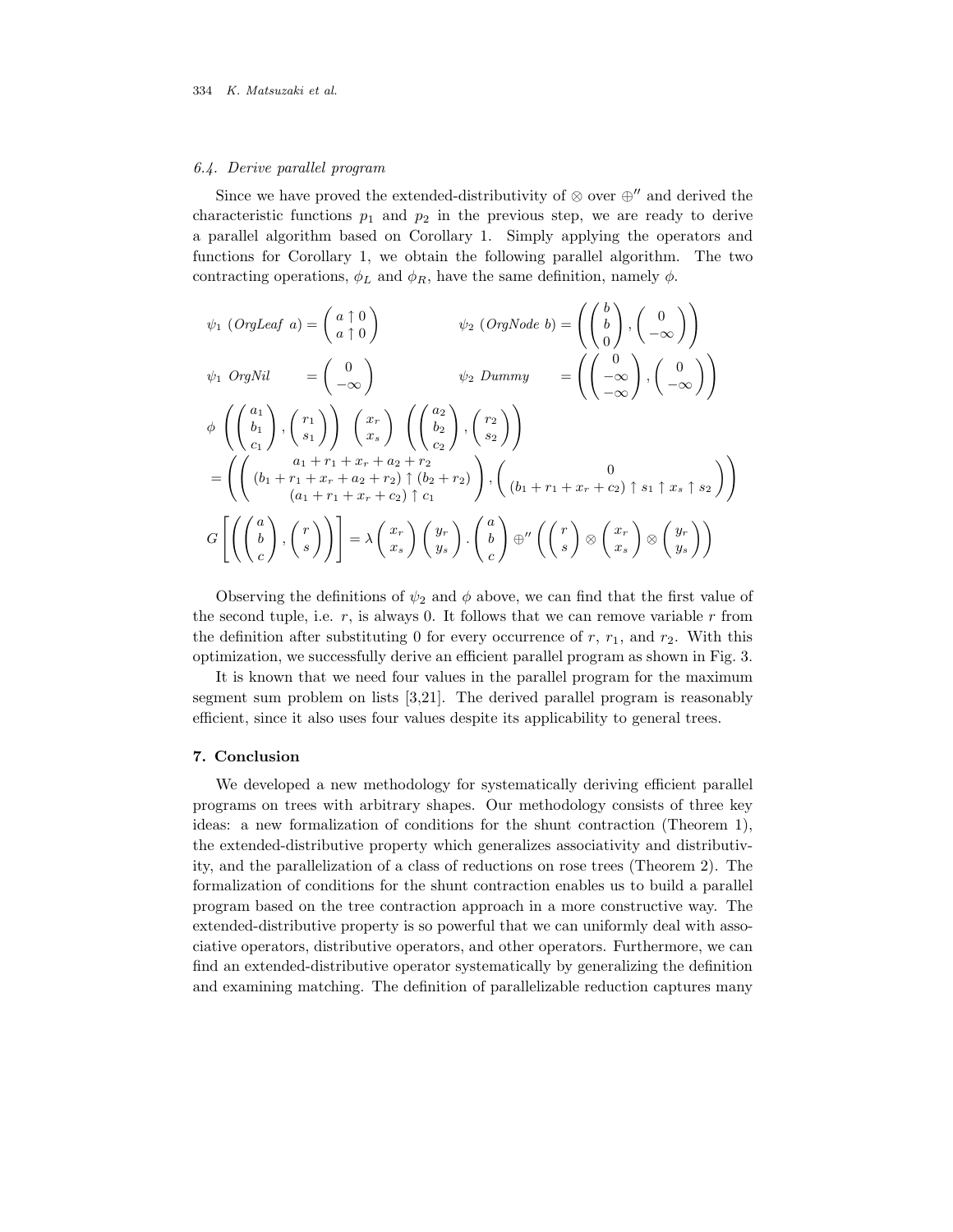### 6.4. Derive parallel program

Since we have proved the extended-distributivity of $\otimes$ over $\oplus''$ and derived the characteristic functions $p_1$ and $p_2$ in the previous step, we are ready to derive a parallel algorithm based on Corollary 1. Simply applying the operators and functions for Corollary 1, we obtain the following parallel algorithm. The two contracting operations, $\phi_L$ and $\phi_R$, have the same definition, namely $\phi$.

$$\psi_1\ (\mathit{OrgLeaf}\ a) = \begin{pmatrix} a \uparrow 0 \\ a \uparrow 0 \end{pmatrix} \qquad \psi_2\ (\mathit{OrgNode}\ b) = \left( \begin{pmatrix} b \\ b \\ 0 \end{pmatrix}, \begin{pmatrix} 0 \\ -\infty \end{pmatrix} \right)$$

$$\psi_1\ \mathit{OrgNil} \quad = \begin{pmatrix} 0 \\ -\infty \end{pmatrix} \qquad \psi_2\ \mathit{Dummy} \quad = \left( \begin{pmatrix} 0 \\ -\infty \\ -\infty \end{pmatrix}, \begin{pmatrix} 0 \\ -\infty \end{pmatrix} \right)$$

$$\phi\ \left( \begin{pmatrix} a_1 \\ b_1 \\ c_1 \end{pmatrix}, \begin{pmatrix} r_1 \\ s_1 \end{pmatrix} \right)\ \begin{pmatrix} x_r \\ x_s \end{pmatrix}\ \left( \begin{pmatrix} a_2 \\ b_2 \\ c_2 \end{pmatrix}, \begin{pmatrix} r_2 \\ s_2 \end{pmatrix} \right)$$

$$= \left( \begin{pmatrix} a_1 + r_1 + x_r + a_2 + r_2 \\ (b_1 + r_1 + x_r + a_2 + r_2) \uparrow (b_2 + r_2) \\ (a_1 + r_1 + x_r + c_2) \uparrow c_1 \end{pmatrix}, \begin{pmatrix} 0 \\ (b_1 + r_1 + x_r + c_2) \uparrow s_1 \uparrow x_s \uparrow s_2 \end{pmatrix} \right)$$

$$G \left[ \left( \begin{pmatrix} a \\ b \\ c \end{pmatrix}, \begin{pmatrix} r \\ s \end{pmatrix} \right) \right] = \lambda \begin{pmatrix} x_r \\ x_s \end{pmatrix} \begin{pmatrix} y_r \\ y_s \end{pmatrix} . \begin{pmatrix} a \\ b \\ c \end{pmatrix} \oplus'' \left( \begin{pmatrix} r \\ s \end{pmatrix} \otimes \begin{pmatrix} x_r \\ x_s \end{pmatrix} \otimes \begin{pmatrix} y_r \\ y_s \end{pmatrix} \right)$$

Observing the definitions of $\psi_2$ and $\phi$ above, we can find that the first value of the second tuple, i.e. $r$, is always 0. It follows that we can remove variable $r$ from the definition after substituting 0 for every occurrence of $r$, $r_1$, and $r_2$. With this optimization, we successfully derive an efficient parallel program as shown in Fig. 3.

It is known that we need four values in the parallel program for the maximum segment sum problem on lists [3,21]. The derived parallel program is reasonably efficient, since it also uses four values despite its applicability to general trees.

## 7. Conclusion

We developed a new methodology for systematically deriving efficient parallel programs on trees with arbitrary shapes. Our methodology consists of three key ideas: a new formalization of conditions for the shunt contraction (Theorem 1), the extended-distributive property which generalizes associativity and distributivity, and the parallelization of a class of reductions on rose trees (Theorem 2). The formalization of conditions for the shunt contraction enables us to build a parallel program based on the tree contraction approach in a more constructive way. The extended-distributive property is so powerful that we can uniformly deal with associative operators, distributive operators, and other operators. Furthermore, we can find an extended-distributive operator systematically by generalizing the definition and examining matching. The definition of parallelizable reduction captures many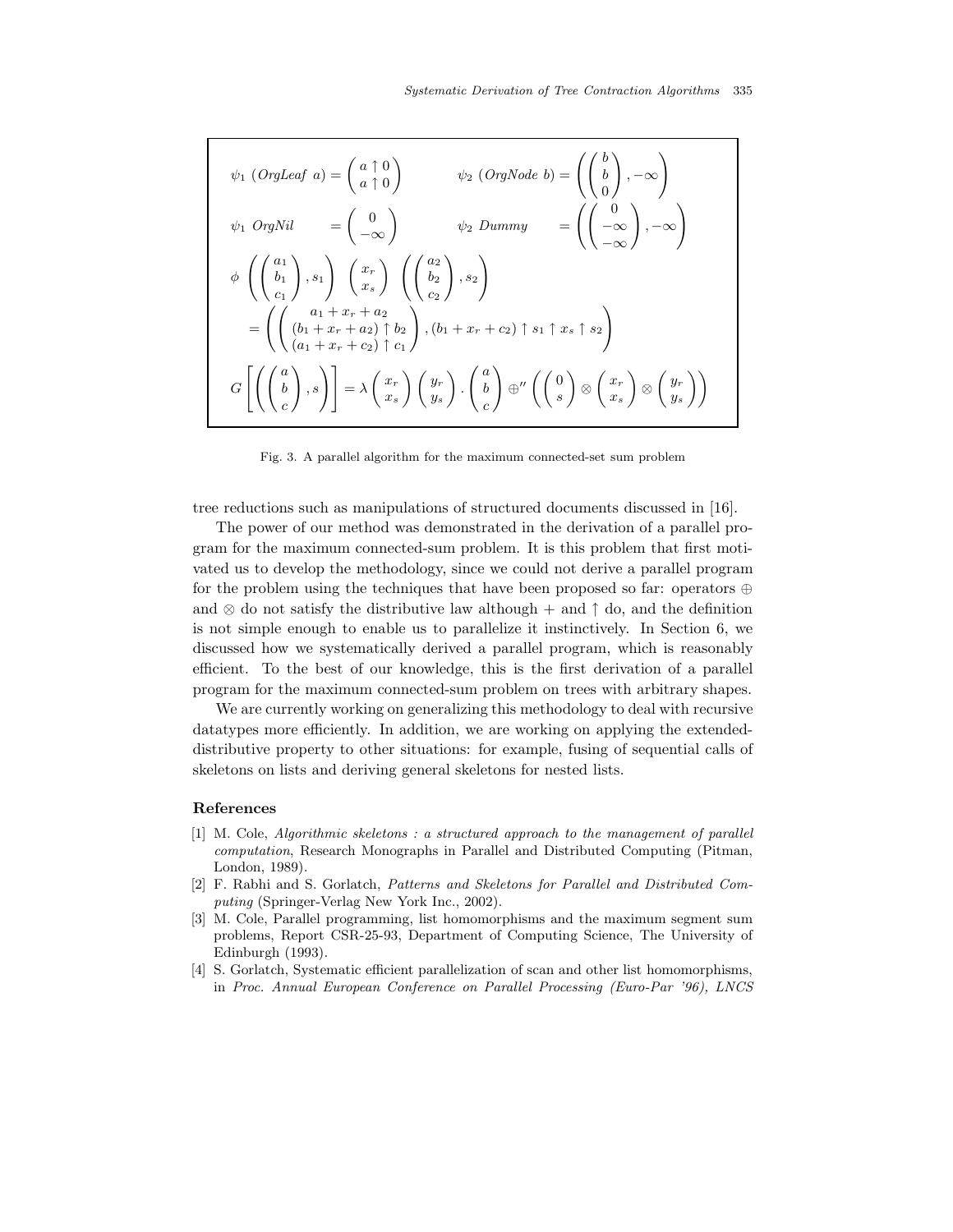$$\psi_1\ (\mathit{OrgLeaf}\ a) = \begin{pmatrix} a \uparrow 0 \\ a \uparrow 0 \end{pmatrix} \qquad \psi_2\ (\mathit{OrgNode}\ b) = \left( \begin{pmatrix} b \\ b \\ 0 \end{pmatrix}, -\infty \right)$$

$$\psi_1\ \mathit{OrgNil} \quad = \begin{pmatrix} 0 \\ -\infty \end{pmatrix} \qquad \psi_2\ \mathit{Dummy} \quad = \left( \begin{pmatrix} 0 \\ -\infty \\ -\infty \end{pmatrix}, -\infty \right)$$

$$\phi\ \left( \begin{pmatrix} a_1 \\ b_1 \\ c_1 \end{pmatrix}, s_1 \right)\ \begin{pmatrix} x_r \\ x_s \end{pmatrix}\ \left( \begin{pmatrix} a_2 \\ b_2 \\ c_2 \end{pmatrix}, s_2 \right)$$

$$= \left( \begin{pmatrix} a_1 + x_r + a_2 \\ (b_1 + x_r + a_2) \uparrow b_2 \\ (a_1 + x_r + c_2) \uparrow c_1 \end{pmatrix}, (b_1 + x_r + c_2) \uparrow s_1 \uparrow x_s \uparrow s_2 \right)$$

$$G \left[ \left( \begin{pmatrix} a \\ b \\ c \end{pmatrix}, s \right) \right] = \lambda \begin{pmatrix} x_r \\ x_s \end{pmatrix} \begin{pmatrix} y_r \\ y_s \end{pmatrix} . \begin{pmatrix} a \\ b \\ c \end{pmatrix} \oplus'' \left( \begin{pmatrix} 0 \\ s \end{pmatrix} \otimes \begin{pmatrix} x_r \\ x_s \end{pmatrix} \otimes \begin{pmatrix} y_r \\ y_s \end{pmatrix} \right)$$

Fig. 3. A parallel algorithm for the maximum connected-set sum problem

tree reductions such as manipulations of structured documents discussed in [16].

The power of our method was demonstrated in the derivation of a parallel program for the maximum connected-sum problem. It is this problem that first motivated us to develop the methodology, since we could not derive a parallel program for the problem using the techniques that have been proposed so far: operators $\oplus$ and $\otimes$ do not satisfy the distributive law although $+$ and $\uparrow$ do, and the definition is not simple enough to enable us to parallelize it instinctively. In Section 6, we discussed how we systematically derived a parallel program, which is reasonably efficient. To the best of our knowledge, this is the first derivation of a parallel program for the maximum connected-sum problem on trees with arbitrary shapes.

We are currently working on generalizing this methodology to deal with recursive datatypes more efficiently. In addition, we are working on applying the extended-distributive property to other situations: for example, fusing of sequential calls of skeletons on lists and deriving general skeletons for nested lists.

## References

[1] M. Cole, *Algorithmic skeletons : a structured approach to the management of parallel computation*, Research Monographs in Parallel and Distributed Computing (Pitman, London, 1989).

[2] F. Rabhi and S. Gorlatch, *Patterns and Skeletons for Parallel and Distributed Computing* (Springer-Verlag New York Inc., 2002).

[3] M. Cole, Parallel programming, list homomorphisms and the maximum segment sum problems, Report CSR-25-93, Department of Computing Science, The University of Edinburgh (1993).

[4] S. Gorlatch, Systematic efficient parallelization of scan and other list homomorphisms, in *Proc. Annual European Conference on Parallel Processing (Euro-Par '96), LNCS*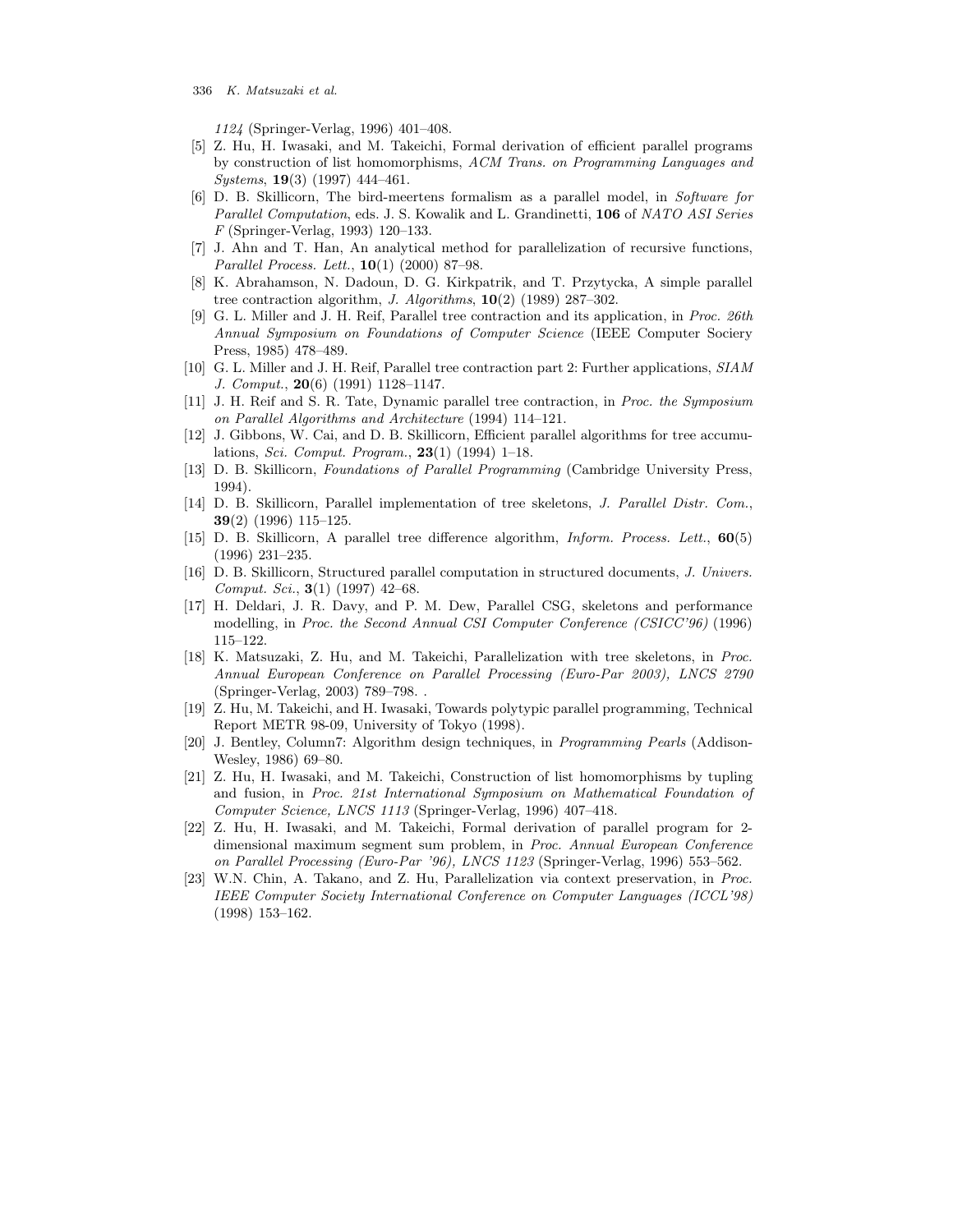*1124* (Springer-Verlag, 1996) 401–408.

[5] Z. Hu, H. Iwasaki, and M. Takeichi, Formal derivation of efficient parallel programs by construction of list homomorphisms, *ACM Trans. on Programming Languages and Systems*, **19**(3) (1997) 444–461.

[6] D. B. Skillicorn, The bird-meertens formalism as a parallel model, in *Software for Parallel Computation*, eds. J. S. Kowalik and L. Grandinetti, **106** of *NATO ASI Series F* (Springer-Verlag, 1993) 120–133.

[7] J. Ahn and T. Han, An analytical method for parallelization of recursive functions, *Parallel Process. Lett.*, **10**(1) (2000) 87–98.

[8] K. Abrahamson, N. Dadoun, D. G. Kirkpatrik, and T. Przytycka, A simple parallel tree contraction algorithm, *J. Algorithms*, **10**(2) (1989) 287–302.

[9] G. L. Miller and J. H. Reif, Parallel tree contraction and its application, in *Proc. 26th Annual Symposium on Foundations of Computer Science* (IEEE Computer Sociery Press, 1985) 478–489.

[10] G. L. Miller and J. H. Reif, Parallel tree contraction part 2: Further applications, *SIAM J. Comput.*, **20**(6) (1991) 1128–1147.

[11] J. H. Reif and S. R. Tate, Dynamic parallel tree contraction, in *Proc. the Symposium on Parallel Algorithms and Architecture* (1994) 114–121.

[12] J. Gibbons, W. Cai, and D. B. Skillicorn, Efficient parallel algorithms for tree accumulations, *Sci. Comput. Program.*, **23**(1) (1994) 1–18.

[13] D. B. Skillicorn, *Foundations of Parallel Programming* (Cambridge University Press, 1994).

[14] D. B. Skillicorn, Parallel implementation of tree skeletons, *J. Parallel Distr. Com.*, **39**(2) (1996) 115–125.

[15] D. B. Skillicorn, A parallel tree difference algorithm, *Inform. Process. Lett.*, **60**(5) (1996) 231–235.

[16] D. B. Skillicorn, Structured parallel computation in structured documents, *J. Univers. Comput. Sci.*, **3**(1) (1997) 42–68.

[17] H. Deldari, J. R. Davy, and P. M. Dew, Parallel CSG, skeletons and performance modelling, in *Proc. the Second Annual CSI Computer Conference (CSICC'96)* (1996) 115–122.

[18] K. Matsuzaki, Z. Hu, and M. Takeichi, Parallelization with tree skeletons, in *Proc. Annual European Conference on Parallel Processing (Euro-Par 2003), LNCS 2790* (Springer-Verlag, 2003) 789–798. .

[19] Z. Hu, M. Takeichi, and H. Iwasaki, Towards polytypic parallel programming, Technical Report METR 98-09, University of Tokyo (1998).

[20] J. Bentley, Column7: Algorithm design techniques, in *Programming Pearls* (Addison-Wesley, 1986) 69–80.

[21] Z. Hu, H. Iwasaki, and M. Takeichi, Construction of list homomorphisms by tupling and fusion, in *Proc. 21st International Symposium on Mathematical Foundation of Computer Science, LNCS 1113* (Springer-Verlag, 1996) 407–418.

[22] Z. Hu, H. Iwasaki, and M. Takeichi, Formal derivation of parallel program for 2-dimensional maximum segment sum problem, in *Proc. Annual European Conference on Parallel Processing (Euro-Par '96), LNCS 1123* (Springer-Verlag, 1996) 553–562.

[23] W.N. Chin, A. Takano, and Z. Hu, Parallelization via context preservation, in *Proc. IEEE Computer Society International Conference on Computer Languages (ICCL'98)* (1998) 153–162.